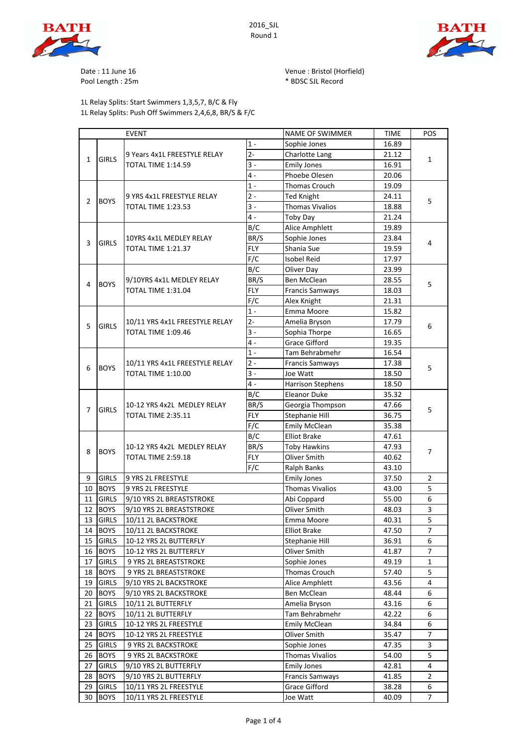2016_SJL
Round 1

Date : 11 June 16
Pool Length : 25m

Venue : Bristol (Horfield)
* BDSC SJL Record

1L Relay Splits: Start Swimmers 1,3,5,7, B/C & Fly
1L Relay Splits: Push Off Swimmers 2,4,6,8, BR/S & F/C

| EVENT | | | | NAME OF SWIMMER | TIME | POS |
|---|---|---|---|---|---|---|
| 1 | GIRLS | 9 Years 4x1L FREESTYLE RELAY TOTAL TIME 1:14.59 | 1 - | Sophie Jones | 16.89 | 1 |
| | | | 2- | Charlotte Lang | 21.12 | |
| | | | 3 - | Emily Jones | 16.91 | |
| | | | 4 - | Phoebe Olesen | 20.06 | |
| 2 | BOYS | 9 YRS 4x1L FREESTYLE RELAY TOTAL TIME 1:23.53 | 1 - | Thomas Crouch | 19.09 | 5 |
| | | | 2 - | Ted Knight | 24.11 | |
| | | | 3 - | Thomas Vivalios | 18.88 | |
| | | | 4 - | Toby Day | 21.24 | |
| 3 | GIRLS | 10YRS 4x1L MEDLEY RELAY TOTAL TIME 1:21.37 | B/C | Alice Amphlett | 19.89 | 4 |
| | | | BR/S | Sophie Jones | 23.84 | |
| | | | FLY | Shania Sue | 19.59 | |
| | | | F/C | Isobel Reid | 17.97 | |
| 4 | BOYS | 9/10YRS 4x1L MEDLEY RELAY TOTAL TIME 1:31.04 | B/C | Oliver Day | 23.99 | 5 |
| | | | BR/S | Ben McClean | 28.55 | |
| | | | FLY | Francis Samways | 18.03 | |
| | | | F/C | Alex Knight | 21.31 | |
| 5 | GIRLS | 10/11 YRS 4x1L FREESTYLE RELAY TOTAL TIME 1:09.46 | 1 - | Emma Moore | 15.82 | 6 |
| | | | 2- | Amelia Bryson | 17.79 | |
| | | | 3 - | Sophia Thorpe | 16.65 | |
| | | | 4 - | Grace Gifford | 19.35 | |
| 6 | BOYS | 10/11 YRS 4x1L FREESTYLE RELAY TOTAL TIME 1:10.00 | 1 - | Tam Behrabmehr | 16.54 | 5 |
| | | | 2 - | Francis Samways | 17.38 | |
| | | | 3 - | Joe Watt | 18.50 | |
| | | | 4 - | Harrison Stephens | 18.50 | |
| 7 | GIRLS | 10-12 YRS 4x2L MEDLEY RELAY TOTAL TIME 2:35.11 | B/C | Eleanor Duke | 35.32 | 5 |
| | | | BR/S | Georgia Thompson | 47.66 | |
| | | | FLY | Stephanie Hill | 36.75 | |
| | | | F/C | Emily McClean | 35.38 | |
| 8 | BOYS | 10-12 YRS 4x2L MEDLEY RELAY TOTAL TIME 2:59.18 | B/C | Elliot Brake | 47.61 | 7 |
| | | | BR/S | Toby Hawkins | 47.93 | |
| | | | FLY | Oliver Smith | 40.62 | |
| | | | F/C | Ralph Banks | 43.10 | |
| 9 | GIRLS | 9 YRS 2L FREESTYLE | | Emily Jones | 37.50 | 2 |
| 10 | BOYS | 9 YRS 2L FREESTYLE | | Thomas Vivalios | 43.00 | 5 |
| 11 | GIRLS | 9/10 YRS 2L BREASTSTROKE | | Abi Coppard | 55.00 | 6 |
| 12 | BOYS | 9/10 YRS 2L BREASTSTROKE | | Oliver Smith | 48.03 | 3 |
| 13 | GIRLS | 10/11 2L BACKSTROKE | | Emma Moore | 40.31 | 5 |
| 14 | BOYS | 10/11 2L BACKSTROKE | | Elliot Brake | 47.50 | 7 |
| 15 | GIRLS | 10-12 YRS 2L BUTTERFLY | | Stephanie Hill | 36.91 | 6 |
| 16 | BOYS | 10-12 YRS 2L BUTTERFLY | | Oliver Smith | 41.87 | 7 |
| 17 | GIRLS | 9 YRS 2L BREASTSTROKE | | Sophie Jones | 49.19 | 1 |
| 18 | BOYS | 9 YRS 2L BREASTSTROKE | | Thomas Crouch | 57.40 | 5 |
| 19 | GIRLS | 9/10 YRS 2L BACKSTROKE | | Alice Amphlett | 43.56 | 4 |
| 20 | BOYS | 9/10 YRS 2L BACKSTROKE | | Ben McClean | 48.44 | 6 |
| 21 | GIRLS | 10/11 2L BUTTERFLY | | Amelia Bryson | 43.16 | 6 |
| 22 | BOYS | 10/11 2L BUTTERFLY | | Tam Behrabmehr | 42.22 | 6 |
| 23 | GIRLS | 10-12 YRS 2L FREESTYLE | | Emily McClean | 34.84 | 6 |
| 24 | BOYS | 10-12 YRS 2L FREESTYLE | | Oliver Smith | 35.47 | 7 |
| 25 | GIRLS | 9 YRS 2L BACKSTROKE | | Sophie Jones | 47.35 | 3 |
| 26 | BOYS | 9 YRS 2L BACKSTROKE | | Thomas Vivalios | 54.00 | 5 |
| 27 | GIRLS | 9/10 YRS 2L BUTTERFLY | | Emily Jones | 42.81 | 4 |
| 28 | BOYS | 9/10 YRS 2L BUTTERFLY | | Francis Samways | 41.85 | 2 |
| 29 | GIRLS | 10/11 YRS 2L FREESTYLE | | Grace Gifford | 38.28 | 6 |
| 30 | BOYS | 10/11 YRS 2L FREESTYLE | | Joe Watt | 40.09 | 7 |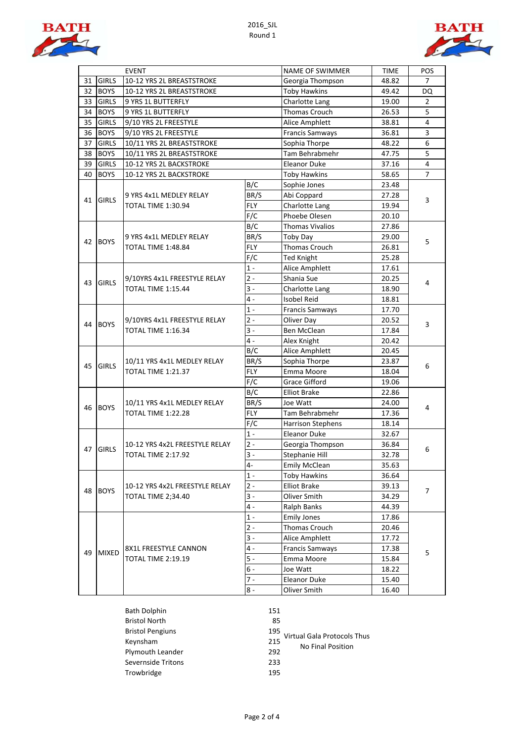2016_SJL
Round 1

| | | EVENT | | NAME OF SWIMMER | TIME | POS |
|---|---|---|---|---|---|---|
| 31 | GIRLS | 10-12 YRS 2L BREASTSTROKE | | Georgia Thompson | 48.82 | 7 |
| 32 | BOYS | 10-12 YRS 2L BREASTSTROKE | | Toby Hawkins | 49.42 | DQ |
| 33 | GIRLS | 9 YRS 1L BUTTERFLY | | Charlotte Lang | 19.00 | 2 |
| 34 | BOYS | 9 YRS 1L BUTTERFLY | | Thomas Crouch | 26.53 | 5 |
| 35 | GIRLS | 9/10 YRS 2L FREESTYLE | | Alice Amphlett | 38.81 | 4 |
| 36 | BOYS | 9/10 YRS 2L FREESTYLE | | Francis Samways | 36.81 | 3 |
| 37 | GIRLS | 10/11 YRS 2L BREASTSTROKE | | Sophia Thorpe | 48.22 | 6 |
| 38 | BOYS | 10/11 YRS 2L BREASTSTROKE | | Tam Behrabmehr | 47.75 | 5 |
| 39 | GIRLS | 10-12 YRS 2L BACKSTROKE | | Eleanor Duke | 37.16 | 4 |
| 40 | BOYS | 10-12 YRS 2L BACKSTROKE | | Toby Hawkins | 58.65 | 7 |
| 41 | GIRLS | 9 YRS 4x1L MEDLEY RELAY TOTAL TIME 1:30.94 | B/C | Sophie Jones | 23.48 | 3 |
| | | | BR/S | Abi Coppard | 27.28 | |
| | | | FLY | Charlotte Lang | 19.94 | |
| | | | F/C | Phoebe Olesen | 20.10 | |
| 42 | BOYS | 9 YRS 4x1L MEDLEY RELAY TOTAL TIME 1:48.84 | B/C | Thomas Vivalios | 27.86 | 5 |
| | | | BR/S | Toby Day | 29.00 | |
| | | | FLY | Thomas Crouch | 26.81 | |
| | | | F/C | Ted Knight | 25.28 | |
| 43 | GIRLS | 9/10YRS 4x1L FREESTYLE RELAY TOTAL TIME 1:15.44 | 1 - | Alice Amphlett | 17.61 | 4 |
| | | | 2 - | Shania Sue | 20.25 | |
| | | | 3 - | Charlotte Lang | 18.90 | |
| | | | 4 - | Isobel Reid | 18.81 | |
| 44 | BOYS | 9/10YRS 4x1L FREESTYLE RELAY TOTAL TIME 1:16.34 | 1 - | Francis Samways | 17.70 | 3 |
| | | | 2 - | Oliver Day | 20.52 | |
| | | | 3 - | Ben McClean | 17.84 | |
| | | | 4 - | Alex Knight | 20.42 | |
| 45 | GIRLS | 10/11 YRS 4x1L MEDLEY RELAY TOTAL TIME 1:21.37 | B/C | Alice Amphlett | 20.45 | 6 |
| | | | BR/S | Sophia Thorpe | 23.87 | |
| | | | FLY | Emma Moore | 18.04 | |
| | | | F/C | Grace Gifford | 19.06 | |
| 46 | BOYS | 10/11 YRS 4x1L MEDLEY RELAY TOTAL TIME 1:22.28 | B/C | Elliot Brake | 22.86 | 4 |
| | | | BR/S | Joe Watt | 24.00 | |
| | | | FLY | Tam Behrabmehr | 17.36 | |
| | | | F/C | Harrison Stephens | 18.14 | |
| 47 | GIRLS | 10-12 YRS 4x2L FREESTYLE RELAY TOTAL TIME 2:17.92 | 1 - | Eleanor Duke | 32.67 | 6 |
| | | | 2 - | Georgia Thompson | 36.84 | |
| | | | 3 - | Stephanie Hill | 32.78 | |
| | | | 4- | Emily McClean | 35.63 | |
| 48 | BOYS | 10-12 YRS 4x2L FREESTYLE RELAY TOTAL TIME 2;34.40 | 1 - | Toby Hawkins | 36.64 | 7 |
| | | | 2 - | Elliot Brake | 39.13 | |
| | | | 3 - | Oliver Smith | 34.29 | |
| | | | 4 - | Ralph Banks | 44.39 | |
| 49 | MIXED | 8X1L FREESTYLE CANNON TOTAL TIME 2:19.19 | 1 - | Emily Jones | 17.86 | 5 |
| | | | 2 - | Thomas Crouch | 20.46 | |
| | | | 3 - | Alice Amphlett | 17.72 | |
| | | | 4 - | Francis Samways | 17.38 | |
| | | | 5 - | Emma Moore | 15.84 | |
| | | | 6 - | Joe Watt | 18.22 | |
| | | | 7 - | Eleanor Duke | 15.40 | |
| | | | 8 - | Oliver Smith | 16.40 | |

| Club | Points |
|---|---|
| Bath Dolphin | 151 |
| Bristol North | 85 |
| Bristol Pengiuns | 195 |
| Keynsham | 215 |
| Plymouth Leander | 292 |
| Severnside Tritons | 233 |
| Trowbridge | 195 |

Virtual Gala Protocols Thus
No Final Position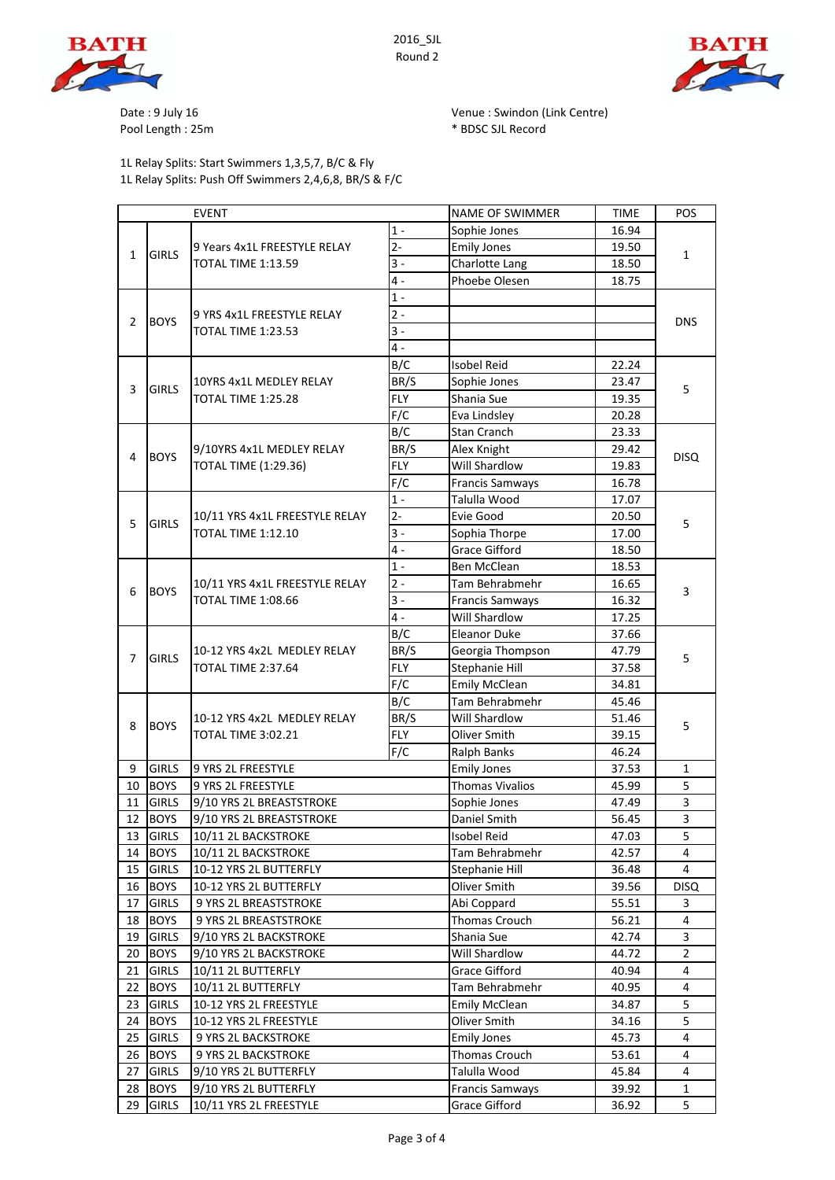2016_SJL
Round 2

Date : 9 July 16
Pool Length : 25m

Venue : Swindon (Link Centre)
* BDSC SJL Record

1L Relay Splits: Start Swimmers 1,3,5,7, B/C & Fly
1L Relay Splits: Push Off Swimmers 2,4,6,8, BR/S & F/C

| EVENT | | | | NAME OF SWIMMER | TIME | POS |
|---|---|---|---|---|---|---|
| 1 | GIRLS | 9 Years 4x1L FREESTYLE RELAY TOTAL TIME 1:13.59 | 1 - | Sophie Jones | 16.94 | 1 |
| | | | 2- | Emily Jones | 19.50 | |
| | | | 3 - | Charlotte Lang | 18.50 | |
| | | | 4 - | Phoebe Olesen | 18.75 | |
| 2 | BOYS | 9 YRS 4x1L FREESTYLE RELAY TOTAL TIME 1:23.53 | 1 - | | | DNS |
| | | | 2 - | | | |
| | | | 3 - | | | |
| | | | 4 - | | | |
| 3 | GIRLS | 10YRS 4x1L MEDLEY RELAY TOTAL TIME 1:25.28 | B/C | Isobel Reid | 22.24 | 5 |
| | | | BR/S | Sophie Jones | 23.47 | |
| | | | FLY | Shania Sue | 19.35 | |
| | | | F/C | Eva Lindsley | 20.28 | |
| 4 | BOYS | 9/10YRS 4x1L MEDLEY RELAY TOTAL TIME (1:29.36) | B/C | Stan Cranch | 23.33 | DISQ |
| | | | BR/S | Alex Knight | 29.42 | |
| | | | FLY | Will Shardlow | 19.83 | |
| | | | F/C | Francis Samways | 16.78 | |
| 5 | GIRLS | 10/11 YRS 4x1L FREESTYLE RELAY TOTAL TIME 1:12.10 | 1 - | Talulla Wood | 17.07 | 5 |
| | | | 2- | Evie Good | 20.50 | |
| | | | 3 - | Sophia Thorpe | 17.00 | |
| | | | 4 - | Grace Gifford | 18.50 | |
| 6 | BOYS | 10/11 YRS 4x1L FREESTYLE RELAY TOTAL TIME 1:08.66 | 1 - | Ben McClean | 18.53 | 3 |
| | | | 2 - | Tam Behrabmehr | 16.65 | |
| | | | 3 - | Francis Samways | 16.32 | |
| | | | 4 - | Will Shardlow | 17.25 | |
| 7 | GIRLS | 10-12 YRS 4x2L MEDLEY RELAY TOTAL TIME 2:37.64 | B/C | Eleanor Duke | 37.66 | 5 |
| | | | BR/S | Georgia Thompson | 47.79 | |
| | | | FLY | Stephanie Hill | 37.58 | |
| | | | F/C | Emily McClean | 34.81 | |
| 8 | BOYS | 10-12 YRS 4x2L MEDLEY RELAY TOTAL TIME 3:02.21 | B/C | Tam Behrabmehr | 45.46 | 5 |
| | | | BR/S | Will Shardlow | 51.46 | |
| | | | FLY | Oliver Smith | 39.15 | |
| | | | F/C | Ralph Banks | 46.24 | |
| 9 | GIRLS | 9 YRS 2L FREESTYLE | | Emily Jones | 37.53 | 1 |
| 10 | BOYS | 9 YRS 2L FREESTYLE | | Thomas Vivalios | 45.99 | 5 |
| 11 | GIRLS | 9/10 YRS 2L BREASTSTROKE | | Sophie Jones | 47.49 | 3 |
| 12 | BOYS | 9/10 YRS 2L BREASTSTROKE | | Daniel Smith | 56.45 | 3 |
| 13 | GIRLS | 10/11 2L BACKSTROKE | | Isobel Reid | 47.03 | 5 |
| 14 | BOYS | 10/11 2L BACKSTROKE | | Tam Behrabmehr | 42.57 | 4 |
| 15 | GIRLS | 10-12 YRS 2L BUTTERFLY | | Stephanie Hill | 36.48 | 4 |
| 16 | BOYS | 10-12 YRS 2L BUTTERFLY | | Oliver Smith | 39.56 | DISQ |
| 17 | GIRLS | 9 YRS 2L BREASTSTROKE | | Abi Coppard | 55.51 | 3 |
| 18 | BOYS | 9 YRS 2L BREASTSTROKE | | Thomas Crouch | 56.21 | 4 |
| 19 | GIRLS | 9/10 YRS 2L BACKSTROKE | | Shania Sue | 42.74 | 3 |
| 20 | BOYS | 9/10 YRS 2L BACKSTROKE | | Will Shardlow | 44.72 | 2 |
| 21 | GIRLS | 10/11 2L BUTTERFLY | | Grace Gifford | 40.94 | 4 |
| 22 | BOYS | 10/11 2L BUTTERFLY | | Tam Behrabmehr | 40.95 | 4 |
| 23 | GIRLS | 10-12 YRS 2L FREESTYLE | | Emily McClean | 34.87 | 5 |
| 24 | BOYS | 10-12 YRS 2L FREESTYLE | | Oliver Smith | 34.16 | 5 |
| 25 | GIRLS | 9 YRS 2L BACKSTROKE | | Emily Jones | 45.73 | 4 |
| 26 | BOYS | 9 YRS 2L BACKSTROKE | | Thomas Crouch | 53.61 | 4 |
| 27 | GIRLS | 9/10 YRS 2L BUTTERFLY | | Talulla Wood | 45.84 | 4 |
| 28 | BOYS | 9/10 YRS 2L BUTTERFLY | | Francis Samways | 39.92 | 1 |
| 29 | GIRLS | 10/11 YRS 2L FREESTYLE | | Grace Gifford | 36.92 | 5 |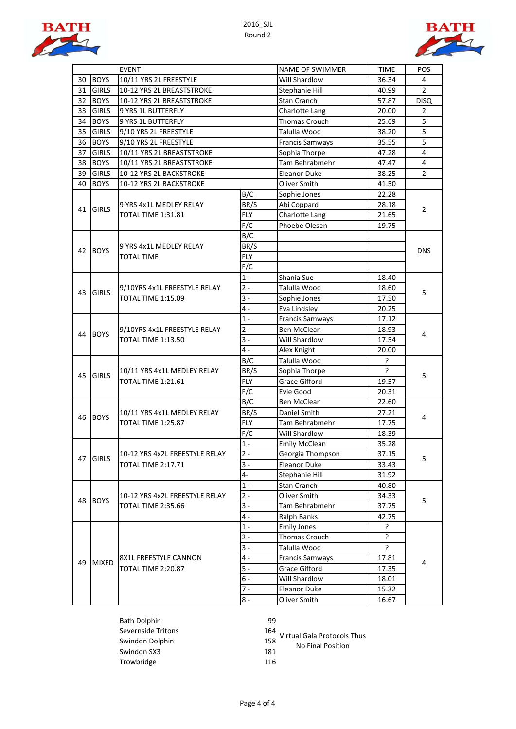2016_SJL
Round 2

| | | EVENT | | NAME OF SWIMMER | TIME | POS |
|---|---|---|---|---|---|---|
| 30 | BOYS | 10/11 YRS 2L FREESTYLE | | Will Shardlow | 36.34 | 4 |
| 31 | GIRLS | 10-12 YRS 2L BREASTSTROKE | | Stephanie Hill | 40.99 | 2 |
| 32 | BOYS | 10-12 YRS 2L BREASTSTROKE | | Stan Cranch | 57.87 | DISQ |
| 33 | GIRLS | 9 YRS 1L BUTTERFLY | | Charlotte Lang | 20.00 | 2 |
| 34 | BOYS | 9 YRS 1L BUTTERFLY | | Thomas Crouch | 25.69 | 5 |
| 35 | GIRLS | 9/10 YRS 2L FREESTYLE | | Talulla Wood | 38.20 | 5 |
| 36 | BOYS | 9/10 YRS 2L FREESTYLE | | Francis Samways | 35.55 | 5 |
| 37 | GIRLS | 10/11 YRS 2L BREASTSTROKE | | Sophia Thorpe | 47.28 | 4 |
| 38 | BOYS | 10/11 YRS 2L BREASTSTROKE | | Tam Behrabmehr | 47.47 | 4 |
| 39 | GIRLS | 10-12 YRS 2L BACKSTROKE | | Eleanor Duke | 38.25 | 2 |
| 40 | BOYS | 10-12 YRS 2L BACKSTROKE | | Oliver Smith | 41.50 | |
| 41 | GIRLS | 9 YRS 4x1L MEDLEY RELAY TOTAL TIME 1:31.81 | B/C | Sophie Jones | 22.28 | 2 |
| | | | BR/S | Abi Coppard | 28.18 | |
| | | | FLY | Charlotte Lang | 21.65 | |
| | | | F/C | Phoebe Olesen | 19.75 | |
| 42 | BOYS | 9 YRS 4x1L MEDLEY RELAY TOTAL TIME | B/C | | | DNS |
| | | | BR/S | | | |
| | | | FLY | | | |
| | | | F/C | | | |
| 43 | GIRLS | 9/10YRS 4x1L FREESTYLE RELAY TOTAL TIME 1:15.09 | 1 - | Shania Sue | 18.40 | 5 |
| | | | 2 - | Talulla Wood | 18.60 | |
| | | | 3 - | Sophie Jones | 17.50 | |
| | | | 4 - | Eva Lindsley | 20.25 | |
| 44 | BOYS | 9/10YRS 4x1L FREESTYLE RELAY TOTAL TIME 1:13.50 | 1 - | Francis Samways | 17.12 | 4 |
| | | | 2 - | Ben McClean | 18.93 | |
| | | | 3 - | Will Shardlow | 17.54 | |
| | | | 4 - | Alex Knight | 20.00 | |
| 45 | GIRLS | 10/11 YRS 4x1L MEDLEY RELAY TOTAL TIME 1:21.61 | B/C | Talulla Wood | ? | 5 |
| | | | BR/S | Sophia Thorpe | ? | |
| | | | FLY | Grace Gifford | 19.57 | |
| | | | F/C | Evie Good | 20.31 | |
| 46 | BOYS | 10/11 YRS 4x1L MEDLEY RELAY TOTAL TIME 1:25.87 | B/C | Ben McClean | 22.60 | 4 |
| | | | BR/S | Daniel Smith | 27.21 | |
| | | | FLY | Tam Behrabmehr | 17.75 | |
| | | | F/C | Will Shardlow | 18.39 | |
| 47 | GIRLS | 10-12 YRS 4x2L FREESTYLE RELAY TOTAL TIME 2:17.71 | 1 - | Emily McClean | 35.28 | 5 |
| | | | 2 - | Georgia Thompson | 37.15 | |
| | | | 3 - | Eleanor Duke | 33.43 | |
| | | | 4- | Stephanie Hill | 31.92 | |
| 48 | BOYS | 10-12 YRS 4x2L FREESTYLE RELAY TOTAL TIME 2:35.66 | 1 - | Stan Cranch | 40.80 | 5 |
| | | | 2 - | Oliver Smith | 34.33 | |
| | | | 3 - | Tam Behrabmehr | 37.75 | |
| | | | 4 - | Ralph Banks | 42.75 | |
| 49 | MIXED | 8X1L FREESTYLE CANNON TOTAL TIME 2:20.87 | 1 - | Emily Jones | ? | 4 |
| | | | 2 - | Thomas Crouch | ? | |
| | | | 3 - | Talulla Wood | ? | |
| | | | 4 - | Francis Samways | 17.81 | |
| | | | 5 - | Grace Gifford | 17.35 | |
| | | | 6 - | Will Shardlow | 18.01 | |
| | | | 7 - | Eleanor Duke | 15.32 | |
| | | | 8 - | Oliver Smith | 16.67 | |

| | |
|---|---|
| Bath Dolphin | 99 |
| Severnside Tritons | 164 |
| Swindon Dolphin | 158 |
| Swindon SX3 | 181 |
| Trowbridge | 116 |

Virtual Gala Protocols Thus
No Final Position